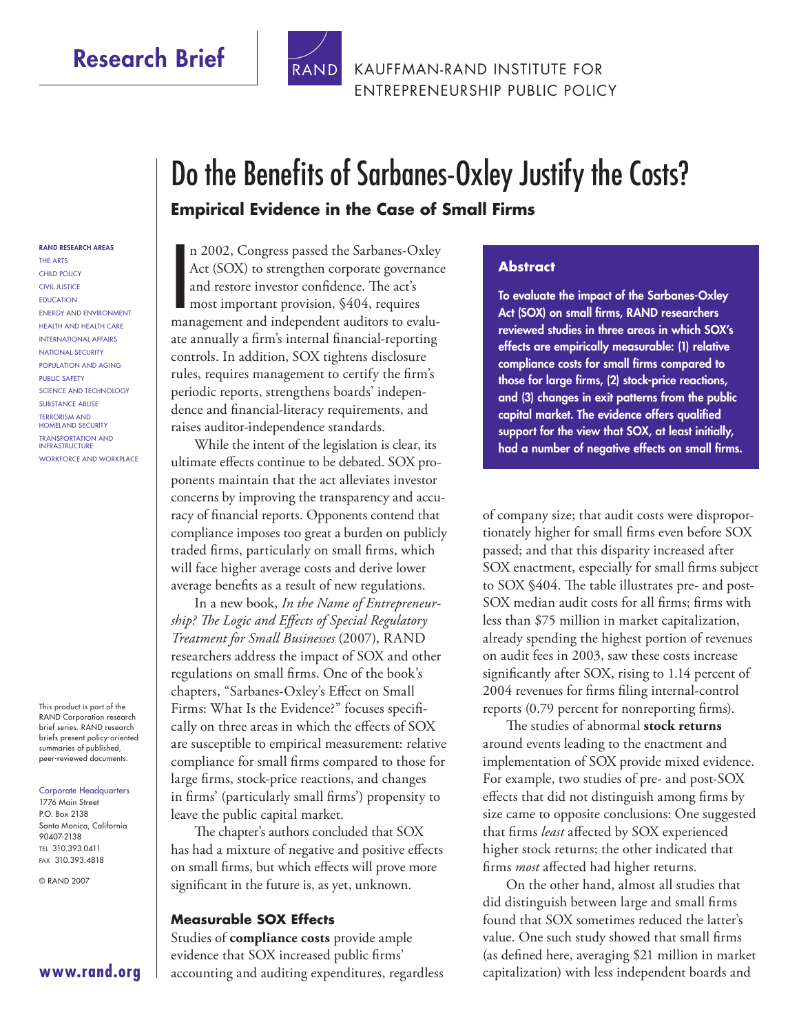Research Brief

KAUFFMAN-RAND INSTITUTE FOR ENTREPRENEURSHIP PUBLIC POLICY

# Do the Benefits of Sarbanes-Oxley Justify the Costs?

## Empirical Evidence in the Case of Small Firms

In 2002, Congress passed the Sarbanes-Oxley Act (SOX) to strengthen corporate governance and restore investor confidence. The act's most important provision, §404, requires management and independent auditors to evaluate annually a firm's internal financial-reporting controls. In addition, SOX tightens disclosure rules, requires management to certify the firm's periodic reports, strengthens boards' independence and financial-literacy requirements, and raises auditor-independence standards.

While the intent of the legislation is clear, its ultimate effects continue to be debated. SOX proponents maintain that the act alleviates investor concerns by improving the transparency and accuracy of financial reports. Opponents contend that compliance imposes too great a burden on publicly traded firms, particularly on small firms, which will face higher average costs and derive lower average benefits as a result of new regulations.

In a new book, *In the Name of Entrepreneurship? The Logic and Effects of Special Regulatory Treatment for Small Businesses* (2007), RAND researchers address the impact of SOX and other regulations on small firms. One of the book's chapters, "Sarbanes-Oxley's Effect on Small Firms: What Is the Evidence?" focuses specifically on three areas in which the effects of SOX are susceptible to empirical measurement: relative compliance for small firms compared to those for large firms, stock-price reactions, and changes in firms' (particularly small firms') propensity to leave the public capital market.

The chapter's authors concluded that SOX has had a mixture of negative and positive effects on small firms, but which effects will prove more significant in the future is, as yet, unknown.

> **Abstract**
>
> **To evaluate the impact of the Sarbanes-Oxley Act (SOX) on small firms, RAND researchers reviewed studies in three areas in which SOX's effects are empirically measurable: (1) relative compliance costs for small firms compared to those for large firms, (2) stock-price reactions, and (3) changes in exit patterns from the public capital market. The evidence offers qualified support for the view that SOX, at least initially, had a number of negative effects on small firms.**

### Measurable SOX Effects

Studies of **compliance costs** provide ample evidence that SOX increased public firms' accounting and auditing expenditures, regardless of company size; that audit costs were disproportionately higher for small firms even before SOX passed; and that this disparity increased after SOX enactment, especially for small firms subject to SOX §404. The table illustrates pre- and post-SOX median audit costs for all firms; firms with less than $75 million in market capitalization, already spending the highest portion of revenues on audit fees in 2003, saw these costs increase significantly after SOX, rising to 1.14 percent of 2004 revenues for firms filing internal-control reports (0.79 percent for nonreporting firms).

The studies of abnormal **stock returns** around events leading to the enactment and implementation of SOX provide mixed evidence. For example, two studies of pre- and post-SOX effects that did not distinguish among firms by size came to opposite conclusions: One suggested that firms *least* affected by SOX experienced higher stock returns; the other indicated that firms *most* affected had higher returns.

On the other hand, almost all studies that did distinguish between large and small firms found that SOX sometimes reduced the latter's value. One such study showed that small firms (as defined here, averaging $21 million in market capitalization) with less independent boards and

RAND RESEARCH AREAS
THE ARTS
CHILD POLICY
CIVIL JUSTICE
EDUCATION
ENERGY AND ENVIRONMENT
HEALTH AND HEALTH CARE
INTERNATIONAL AFFAIRS
NATIONAL SECURITY
POPULATION AND AGING
PUBLIC SAFETY
SCIENCE AND TECHNOLOGY
SUBSTANCE ABUSE
TERRORISM AND HOMELAND SECURITY
TRANSPORTATION AND INFRASTRUCTURE
WORKFORCE AND WORKPLACE

This product is part of the RAND Corporation research brief series. RAND research briefs present policy-oriented summaries of published, peer-reviewed documents.

Corporate Headquarters
1776 Main Street
P.O. Box 2138
Santa Monica, California 90407-2138
TEL 310.393.0411
FAX 310.393.4818

© RAND 2007

www.rand.org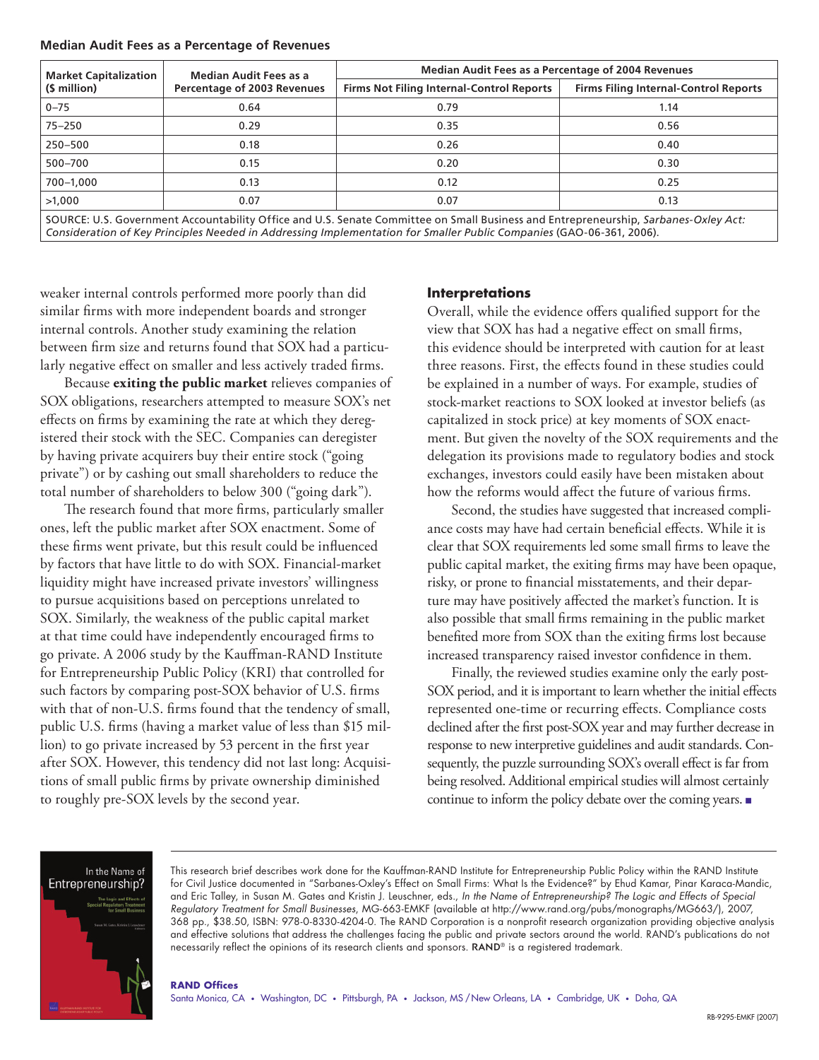**Median Audit Fees as a Percentage of Revenues**

| Market Capitalization ($ million) | Median Audit Fees as a Percentage of 2003 Revenues | Median Audit Fees as a Percentage of 2004 Revenues | |
|---|---|---|---|
| | | Firms Not Filing Internal-Control Reports | Firms Filing Internal-Control Reports |
| 0–75 | 0.64 | 0.79 | 1.14 |
| 75–250 | 0.29 | 0.35 | 0.56 |
| 250–500 | 0.18 | 0.26 | 0.40 |
| 500–700 | 0.15 | 0.20 | 0.30 |
| 700–1,000 | 0.13 | 0.12 | 0.25 |
| >1,000 | 0.07 | 0.07 | 0.13 |

SOURCE: U.S. Government Accountability Office and U.S. Senate Committee on Small Business and Entrepreneurship, *Sarbanes-Oxley Act: Consideration of Key Principles Needed in Addressing Implementation for Smaller Public Companies* (GAO-06-361, 2006).

weaker internal controls performed more poorly than did similar firms with more independent boards and stronger internal controls. Another study examining the relation between firm size and returns found that SOX had a particularly negative effect on smaller and less actively traded firms.

Because **exiting the public market** relieves companies of SOX obligations, researchers attempted to measure SOX's net effects on firms by examining the rate at which they deregistered their stock with the SEC. Companies can deregister by having private acquirers buy their entire stock ("going private") or by cashing out small shareholders to reduce the total number of shareholders to below 300 ("going dark").

The research found that more firms, particularly smaller ones, left the public market after SOX enactment. Some of these firms went private, but this result could be influenced by factors that have little to do with SOX. Financial-market liquidity might have increased private investors' willingness to pursue acquisitions based on perceptions unrelated to SOX. Similarly, the weakness of the public capital market at that time could have independently encouraged firms to go private. A 2006 study by the Kauffman-RAND Institute for Entrepreneurship Public Policy (KRI) that controlled for such factors by comparing post-SOX behavior of U.S. firms with that of non-U.S. firms found that the tendency of small, public U.S. firms (having a market value of less than $15 million) to go private increased by 53 percent in the first year after SOX. However, this tendency did not last long: Acquisitions of small public firms by private ownership diminished to roughly pre-SOX levels by the second year.

## Interpretations

Overall, while the evidence offers qualified support for the view that SOX has had a negative effect on small firms, this evidence should be interpreted with caution for at least three reasons. First, the effects found in these studies could be explained in a number of ways. For example, studies of stock-market reactions to SOX looked at investor beliefs (as capitalized in stock price) at key moments of SOX enactment. But given the novelty of the SOX requirements and the delegation its provisions made to regulatory bodies and stock exchanges, investors could easily have been mistaken about how the reforms would affect the future of various firms.

Second, the studies have suggested that increased compliance costs may have had certain beneficial effects. While it is clear that SOX requirements led some small firms to leave the public capital market, the exiting firms may have been opaque, risky, or prone to financial misstatements, and their departure may have positively affected the market's function. It is also possible that small firms remaining in the public market benefited more from SOX than the exiting firms lost because increased transparency raised investor confidence in them.

Finally, the reviewed studies examine only the early post-SOX period, and it is important to learn whether the initial effects represented one-time or recurring effects. Compliance costs declined after the first post-SOX year and may further decrease in response to new interpretive guidelines and audit standards. Consequently, the puzzle surrounding SOX's overall effect is far from being resolved. Additional empirical studies will almost certainly continue to inform the policy debate over the coming years. ■

This research brief describes work done for the Kauffman-RAND Institute for Entrepreneurship Public Policy within the RAND Institute for Civil Justice documented in "Sarbanes-Oxley's Effect on Small Firms: What Is the Evidence?" by Ehud Kamar, Pinar Karaca-Mandic, and Eric Talley, in Susan M. Gates and Kristin J. Leuschner, eds., *In the Name of Entrepreneurship? The Logic and Effects of Special Regulatory Treatment for Small Businesses*, MG-663-EMKF (available at http://www.rand.org/pubs/monographs/MG663/), 2007, 368 pp., $38.50, ISBN: 978-0-8330-4204-0. The RAND Corporation is a nonprofit research organization providing objective analysis and effective solutions that address the challenges facing the public and private sectors around the world. RAND's publications do not necessarily reflect the opinions of its research clients and sponsors. RAND® is a registered trademark.

**RAND Offices**

Santa Monica, CA • Washington, DC • Pittsburgh, PA • Jackson, MS / New Orleans, LA • Cambridge, UK • Doha, QA

RB-9295-EMKF (2007)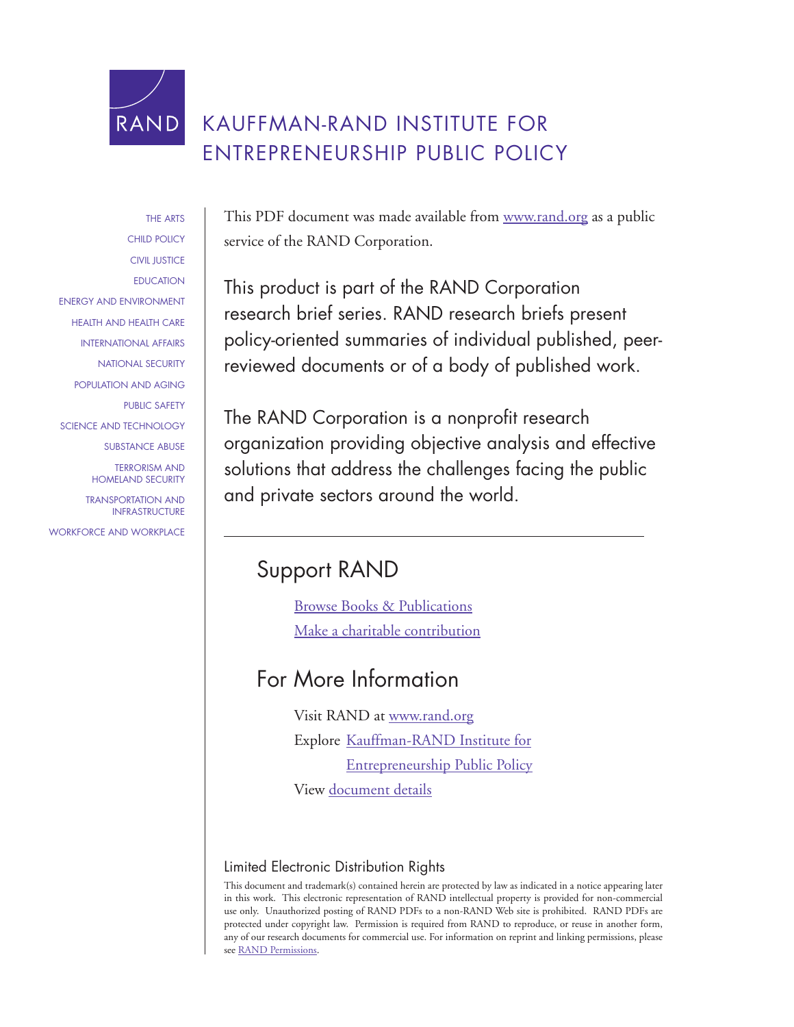RAND

# KAUFFMAN-RAND INSTITUTE FOR ENTREPRENEURSHIP PUBLIC POLICY

THE ARTS
CHILD POLICY
CIVIL JUSTICE
EDUCATION
ENERGY AND ENVIRONMENT
HEALTH AND HEALTH CARE
INTERNATIONAL AFFAIRS
NATIONAL SECURITY
POPULATION AND AGING
PUBLIC SAFETY
SCIENCE AND TECHNOLOGY
SUBSTANCE ABUSE
TERRORISM AND HOMELAND SECURITY
TRANSPORTATION AND INFRASTRUCTURE
WORKFORCE AND WORKPLACE

This PDF document was made available from [www.rand.org](http://www.rand.org) as a public service of the RAND Corporation.

This product is part of the RAND Corporation research brief series. RAND research briefs present policy-oriented summaries of individual published, peer-reviewed documents or of a body of published work.

The RAND Corporation is a nonprofit research organization providing objective analysis and effective solutions that address the challenges facing the public and private sectors around the world.

## Support RAND

Browse Books & Publications

Make a charitable contribution

## For More Information

Visit RAND at www.rand.org

Explore Kauffman-RAND Institute for Entrepreneurship Public Policy

View document details

### Limited Electronic Distribution Rights

This document and trademark(s) contained herein are protected by law as indicated in a notice appearing later in this work. This electronic representation of RAND intellectual property is provided for non-commercial use only. Unauthorized posting of RAND PDFs to a non-RAND Web site is prohibited. RAND PDFs are protected under copyright law. Permission is required from RAND to reproduce, or reuse in another form, any of our research documents for commercial use. For information on reprint and linking permissions, please see RAND Permissions.